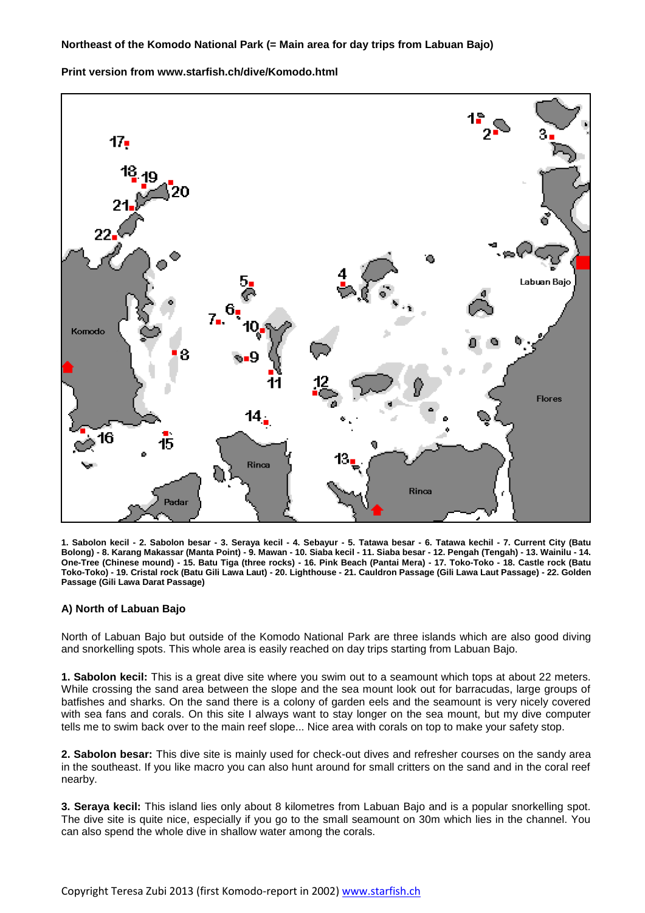**Northeast of the Komodo National Park (= Main area for day trips from Labuan Bajo)**

**Print version from www.starfish.ch/dive/Komodo.html**

**1. Sabolon kecil - 2. Sabolon besar - 3. Seraya kecil - 4. Sebayur - 5. Tatawa besar - 6. Tatawa kechil - 7. Current City (Batu Bolong) - 8. Karang Makassar (Manta Point) - 9. Mawan - 10. Siaba kecil - 11. Siaba besar - 12. Pengah (Tengah) - 13. Wainilu - 14. One-Tree (Chinese mound) - 15. Batu Tiga (three rocks) - 16. Pink Beach (Pantai Mera) - 17. Toko-Toko - 18. Castle rock (Batu Toko-Toko) - 19. Cristal rock (Batu Gili Lawa Laut) - 20. Lighthouse - 21. Cauldron Passage (Gili Lawa Laut Passage) - 22. Golden Passage (Gili Lawa Darat Passage)**

### A) North of Labuan Bajo

North of Labuan Bajo but outside of the Komodo National Park are three islands which are also good diving and snorkelling spots. This whole area is easily reached on day trips starting from Labuan Bajo.

**1. Sabolon kecil:** This is a great dive site where you swim out to a seamount which tops at about 22 meters. While crossing the sand area between the slope and the sea mount look out for barracudas, large groups of batfishes and sharks. On the sand there is a colony of garden eels and the seamount is very nicely covered with sea fans and corals. On this site I always want to stay longer on the sea mount, but my dive computer tells me to swim back over to the main reef slope... Nice area with corals on top to make your safety stop.

**2. Sabolon besar:** This dive site is mainly used for check-out dives and refresher courses on the sandy area in the southeast. If you like macro you can also hunt around for small critters on the sand and in the coral reef nearby.

**3. Seraya kecil:** This island lies only about 8 kilometres from Labuan Bajo and is a popular snorkelling spot. The dive site is quite nice, especially if you go to the small seamount on 30m which lies in the channel. You can also spend the whole dive in shallow water among the corals.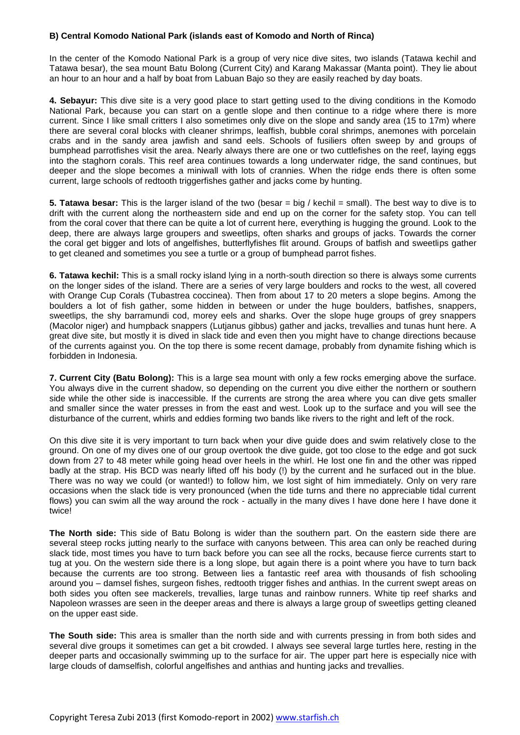### B) Central Komodo National Park (islands east of Komodo and North of Rinca)

In the center of the Komodo National Park is a group of very nice dive sites, two islands (Tatawa kechil and Tatawa besar), the sea mount Batu Bolong (Current City) and Karang Makassar (Manta point). They lie about an hour to an hour and a half by boat from Labuan Bajo so they are easily reached by day boats.

**4. Sebayur:** This dive site is a very good place to start getting used to the diving conditions in the Komodo National Park, because you can start on a gentle slope and then continue to a ridge where there is more current. Since I like small critters I also sometimes only dive on the slope and sandy area (15 to 17m) where there are several coral blocks with cleaner shrimps, leaffish, bubble coral shrimps, anemones with porcelain crabs and in the sandy area jawfish and sand eels. Schools of fusiliers often sweep by and groups of bumphead parrotfishes visit the area. Nearly always there are one or two cuttlefishes on the reef, laying eggs into the staghorn corals. This reef area continues towards a long underwater ridge, the sand continues, but deeper and the slope becomes a miniwall with lots of crannies. When the ridge ends there is often some current, large schools of redtooth triggerfishes gather and jacks come by hunting.

**5. Tatawa besar:** This is the larger island of the two (besar = big / kechil = small). The best way to dive is to drift with the current along the northeastern side and end up on the corner for the safety stop. You can tell from the coral cover that there can be quite a lot of current here, everything is hugging the ground. Look to the deep, there are always large groupers and sweetlips, often sharks and groups of jacks. Towards the corner the coral get bigger and lots of angelfishes, butterflyfishes flit around. Groups of batfish and sweetlips gather to get cleaned and sometimes you see a turtle or a group of bumphead parrot fishes.

**6. Tatawa kechil:** This is a small rocky island lying in a north-south direction so there is always some currents on the longer sides of the island. There are a series of very large boulders and rocks to the west, all covered with Orange Cup Corals (Tubastrea coccinea). Then from about 17 to 20 meters a slope begins. Among the boulders a lot of fish gather, some hidden in between or under the huge boulders, batfishes, snappers, sweetlips, the shy barramundi cod, morey eels and sharks. Over the slope huge groups of grey snappers (Macolor niger) and humpback snappers (Lutjanus gibbus) gather and jacks, trevallies and tunas hunt here. A great dive site, but mostly it is dived in slack tide and even then you might have to change directions because of the currents against you. On the top there is some recent damage, probably from dynamite fishing which is forbidden in Indonesia.

**7. Current City (Batu Bolong):** This is a large sea mount with only a few rocks emerging above the surface. You always dive in the current shadow, so depending on the current you dive either the northern or southern side while the other side is inaccessible. If the currents are strong the area where you can dive gets smaller and smaller since the water presses in from the east and west. Look up to the surface and you will see the disturbance of the current, whirls and eddies forming two bands like rivers to the right and left of the rock.

On this dive site it is very important to turn back when your dive guide does and swim relatively close to the ground. On one of my dives one of our group overtook the dive guide, got too close to the edge and got suck down from 27 to 48 meter while going head over heels in the whirl. He lost one fin and the other was ripped badly at the strap. His BCD was nearly lifted off his body (!) by the current and he surfaced out in the blue. There was no way we could (or wanted!) to follow him, we lost sight of him immediately. Only on very rare occasions when the slack tide is very pronounced (when the tide turns and there no appreciable tidal current flows) you can swim all the way around the rock - actually in the many dives I have done here I have done it twice!

**The North side:** This side of Batu Bolong is wider than the southern part. On the eastern side there are several steep rocks jutting nearly to the surface with canyons between. This area can only be reached during slack tide, most times you have to turn back before you can see all the rocks, because fierce currents start to tug at you. On the western side there is a long slope, but again there is a point where you have to turn back because the currents are too strong. Between lies a fantastic reef area with thousands of fish schooling around you – damsel fishes, surgeon fishes, redtooth trigger fishes and anthias. In the current swept areas on both sides you often see mackerels, trevallies, large tunas and rainbow runners. White tip reef sharks and Napoleon wrasses are seen in the deeper areas and there is always a large group of sweetlips getting cleaned on the upper east side.

**The South side:** This area is smaller than the north side and with currents pressing in from both sides and several dive groups it sometimes can get a bit crowded. I always see several large turtles here, resting in the deeper parts and occasionally swimming up to the surface for air. The upper part here is especially nice with large clouds of damselfish, colorful angelfishes and anthias and hunting jacks and trevallies.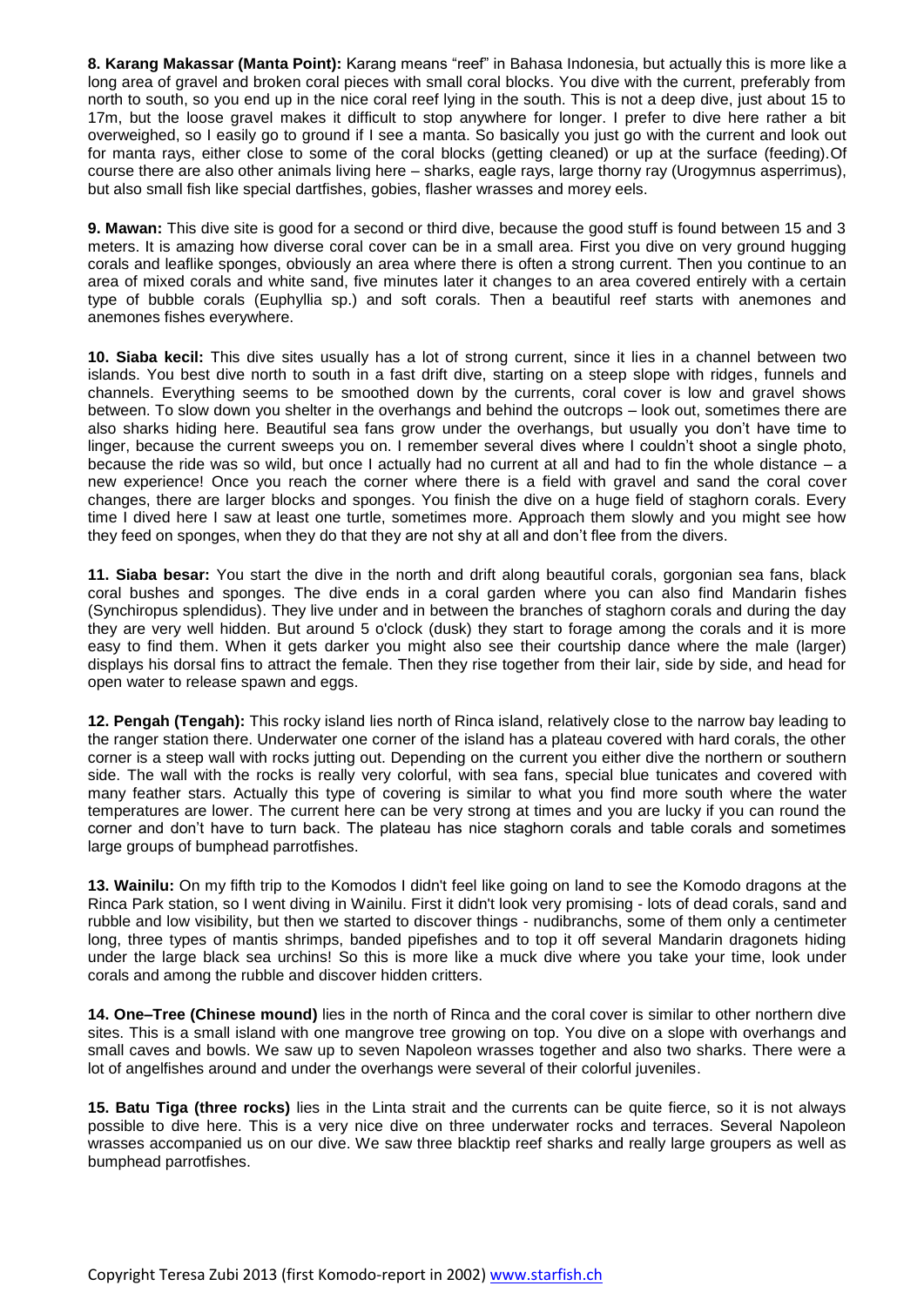**8. Karang Makassar (Manta Point):** Karang means "reef" in Bahasa Indonesia, but actually this is more like a long area of gravel and broken coral pieces with small coral blocks. You dive with the current, preferably from north to south, so you end up in the nice coral reef lying in the south. This is not a deep dive, just about 15 to 17m, but the loose gravel makes it difficult to stop anywhere for longer. I prefer to dive here rather a bit overweighed, so I easily go to ground if I see a manta. So basically you just go with the current and look out for manta rays, either close to some of the coral blocks (getting cleaned) or up at the surface (feeding).Of course there are also other animals living here – sharks, eagle rays, large thorny ray (Urogymnus asperrimus), but also small fish like special dartfishes, gobies, flasher wrasses and morey eels.

**9. Mawan:** This dive site is good for a second or third dive, because the good stuff is found between 15 and 3 meters. It is amazing how diverse coral cover can be in a small area. First you dive on very ground hugging corals and leaflike sponges, obviously an area where there is often a strong current. Then you continue to an area of mixed corals and white sand, five minutes later it changes to an area covered entirely with a certain type of bubble corals (Euphyllia sp.) and soft corals. Then a beautiful reef starts with anemones and anemones fishes everywhere.

**10. Siaba kecil:** This dive sites usually has a lot of strong current, since it lies in a channel between two islands. You best dive north to south in a fast drift dive, starting on a steep slope with ridges, funnels and channels. Everything seems to be smoothed down by the currents, coral cover is low and gravel shows between. To slow down you shelter in the overhangs and behind the outcrops – look out, sometimes there are also sharks hiding here. Beautiful sea fans grow under the overhangs, but usually you don't have time to linger, because the current sweeps you on. I remember several dives where I couldn't shoot a single photo, because the ride was so wild, but once I actually had no current at all and had to fin the whole distance – a new experience! Once you reach the corner where there is a field with gravel and sand the coral cover changes, there are larger blocks and sponges. You finish the dive on a huge field of staghorn corals. Every time I dived here I saw at least one turtle, sometimes more. Approach them slowly and you might see how they feed on sponges, when they do that they are not shy at all and don't flee from the divers.

**11. Siaba besar:** You start the dive in the north and drift along beautiful corals, gorgonian sea fans, black coral bushes and sponges. The dive ends in a coral garden where you can also find Mandarin fishes (Synchiropus splendidus). They live under and in between the branches of staghorn corals and during the day they are very well hidden. But around 5 o'clock (dusk) they start to forage among the corals and it is more easy to find them. When it gets darker you might also see their courtship dance where the male (larger) displays his dorsal fins to attract the female. Then they rise together from their lair, side by side, and head for open water to release spawn and eggs.

**12. Pengah (Tengah):** This rocky island lies north of Rinca island, relatively close to the narrow bay leading to the ranger station there. Underwater one corner of the island has a plateau covered with hard corals, the other corner is a steep wall with rocks jutting out. Depending on the current you either dive the northern or southern side. The wall with the rocks is really very colorful, with sea fans, special blue tunicates and covered with many feather stars. Actually this type of covering is similar to what you find more south where the water temperatures are lower. The current here can be very strong at times and you are lucky if you can round the corner and don't have to turn back. The plateau has nice staghorn corals and table corals and sometimes large groups of bumphead parrotfishes.

**13. Wainilu:** On my fifth trip to the Komodos I didn't feel like going on land to see the Komodo dragons at the Rinca Park station, so I went diving in Wainilu. First it didn't look very promising - lots of dead corals, sand and rubble and low visibility, but then we started to discover things - nudibranchs, some of them only a centimeter long, three types of mantis shrimps, banded pipefishes and to top it off several Mandarin dragonets hiding under the large black sea urchins! So this is more like a muck dive where you take your time, look under corals and among the rubble and discover hidden critters.

**14. One–Tree (Chinese mound)** lies in the north of Rinca and the coral cover is similar to other northern dive sites. This is a small island with one mangrove tree growing on top. You dive on a slope with overhangs and small caves and bowls. We saw up to seven Napoleon wrasses together and also two sharks. There were a lot of angelfishes around and under the overhangs were several of their colorful juveniles.

**15. Batu Tiga (three rocks)** lies in the Linta strait and the currents can be quite fierce, so it is not always possible to dive here. This is a very nice dive on three underwater rocks and terraces. Several Napoleon wrasses accompanied us on our dive. We saw three blacktip reef sharks and really large groupers as well as bumphead parrotfishes.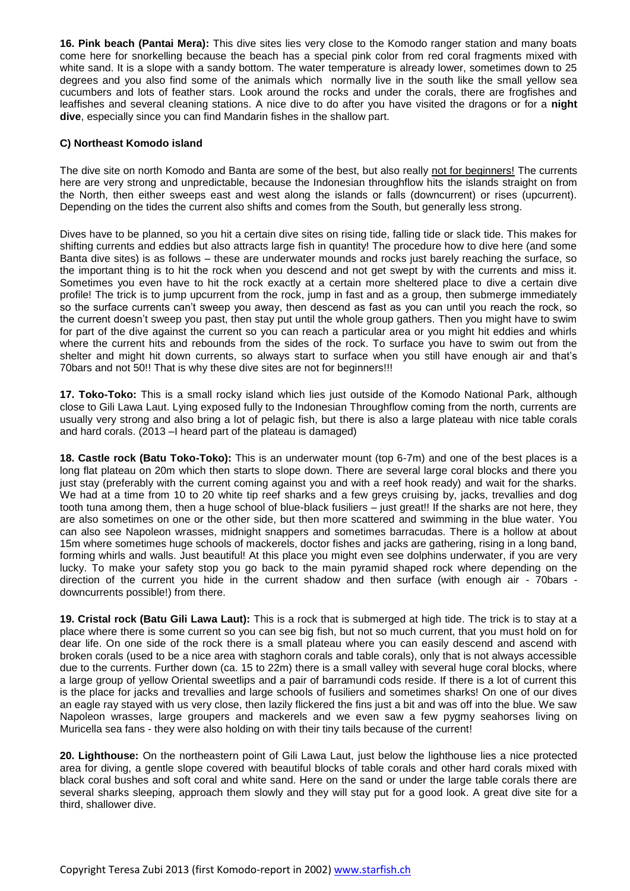**16. Pink beach (Pantai Mera):** This dive sites lies very close to the Komodo ranger station and many boats come here for snorkelling because the beach has a special pink color from red coral fragments mixed with white sand. It is a slope with a sandy bottom. The water temperature is already lower, sometimes down to 25 degrees and you also find some of the animals which normally live in the south like the small yellow sea cucumbers and lots of feather stars. Look around the rocks and under the corals, there are frogfishes and leaffishes and several cleaning stations. A nice dive to do after you have visited the dragons or for a **night dive**, especially since you can find Mandarin fishes in the shallow part.

**C) Northeast Komodo island**

The dive site on north Komodo and Banta are some of the best, but also really not for beginners! The currents here are very strong and unpredictable, because the Indonesian throughflow hits the islands straight on from the North, then either sweeps east and west along the islands or falls (downcurrent) or rises (upcurrent). Depending on the tides the current also shifts and comes from the South, but generally less strong.

Dives have to be planned, so you hit a certain dive sites on rising tide, falling tide or slack tide. This makes for shifting currents and eddies but also attracts large fish in quantity! The procedure how to dive here (and some Banta dive sites) is as follows – these are underwater mounds and rocks just barely reaching the surface, so the important thing is to hit the rock when you descend and not get swept by with the currents and miss it. Sometimes you even have to hit the rock exactly at a certain more sheltered place to dive a certain dive profile! The trick is to jump upcurrent from the rock, jump in fast and as a group, then submerge immediately so the surface currents can't sweep you away, then descend as fast as you can until you reach the rock, so the current doesn't sweep you past, then stay put until the whole group gathers. Then you might have to swim for part of the dive against the current so you can reach a particular area or you might hit eddies and whirls where the current hits and rebounds from the sides of the rock. To surface you have to swim out from the shelter and might hit down currents, so always start to surface when you still have enough air and that's 70bars and not 50!! That is why these dive sites are not for beginners!!!

**17. Toko-Toko:** This is a small rocky island which lies just outside of the Komodo National Park, although close to Gili Lawa Laut. Lying exposed fully to the Indonesian Throughflow coming from the north, currents are usually very strong and also bring a lot of pelagic fish, but there is also a large plateau with nice table corals and hard corals. (2013 –I heard part of the plateau is damaged)

**18. Castle rock (Batu Toko-Toko):** This is an underwater mount (top 6-7m) and one of the best places is a long flat plateau on 20m which then starts to slope down. There are several large coral blocks and there you just stay (preferably with the current coming against you and with a reef hook ready) and wait for the sharks. We had at a time from 10 to 20 white tip reef sharks and a few greys cruising by, jacks, trevallies and dog tooth tuna among them, then a huge school of blue-black fusiliers – just great!! If the sharks are not here, they are also sometimes on one or the other side, but then more scattered and swimming in the blue water. You can also see Napoleon wrasses, midnight snappers and sometimes barracudas. There is a hollow at about 15m where sometimes huge schools of mackerels, doctor fishes and jacks are gathering, rising in a long band, forming whirls and walls. Just beautiful! At this place you might even see dolphins underwater, if you are very lucky. To make your safety stop you go back to the main pyramid shaped rock where depending on the direction of the current you hide in the current shadow and then surface (with enough air - 70bars - downcurrents possible!) from there.

**19. Cristal rock (Batu Gili Lawa Laut):** This is a rock that is submerged at high tide. The trick is to stay at a place where there is some current so you can see big fish, but not so much current, that you must hold on for dear life. On one side of the rock there is a small plateau where you can easily descend and ascend with broken corals (used to be a nice area with staghorn corals and table corals), only that is not always accessible due to the currents. Further down (ca. 15 to 22m) there is a small valley with several huge coral blocks, where a large group of yellow Oriental sweetlips and a pair of barramundi cods reside. If there is a lot of current this is the place for jacks and trevallies and large schools of fusiliers and sometimes sharks! On one of our dives an eagle ray stayed with us very close, then lazily flickered the fins just a bit and was off into the blue. We saw Napoleon wrasses, large groupers and mackerels and we even saw a few pygmy seahorses living on Muricella sea fans - they were also holding on with their tiny tails because of the current!

**20. Lighthouse:** On the northeastern point of Gili Lawa Laut, just below the lighthouse lies a nice protected area for diving, a gentle slope covered with beautiful blocks of table corals and other hard corals mixed with black coral bushes and soft coral and white sand. Here on the sand or under the large table corals there are several sharks sleeping, approach them slowly and they will stay put for a good look. A great dive site for a third, shallower dive.

Copyright Teresa Zubi 2013 (first Komodo-report in 2002) www.starfish.ch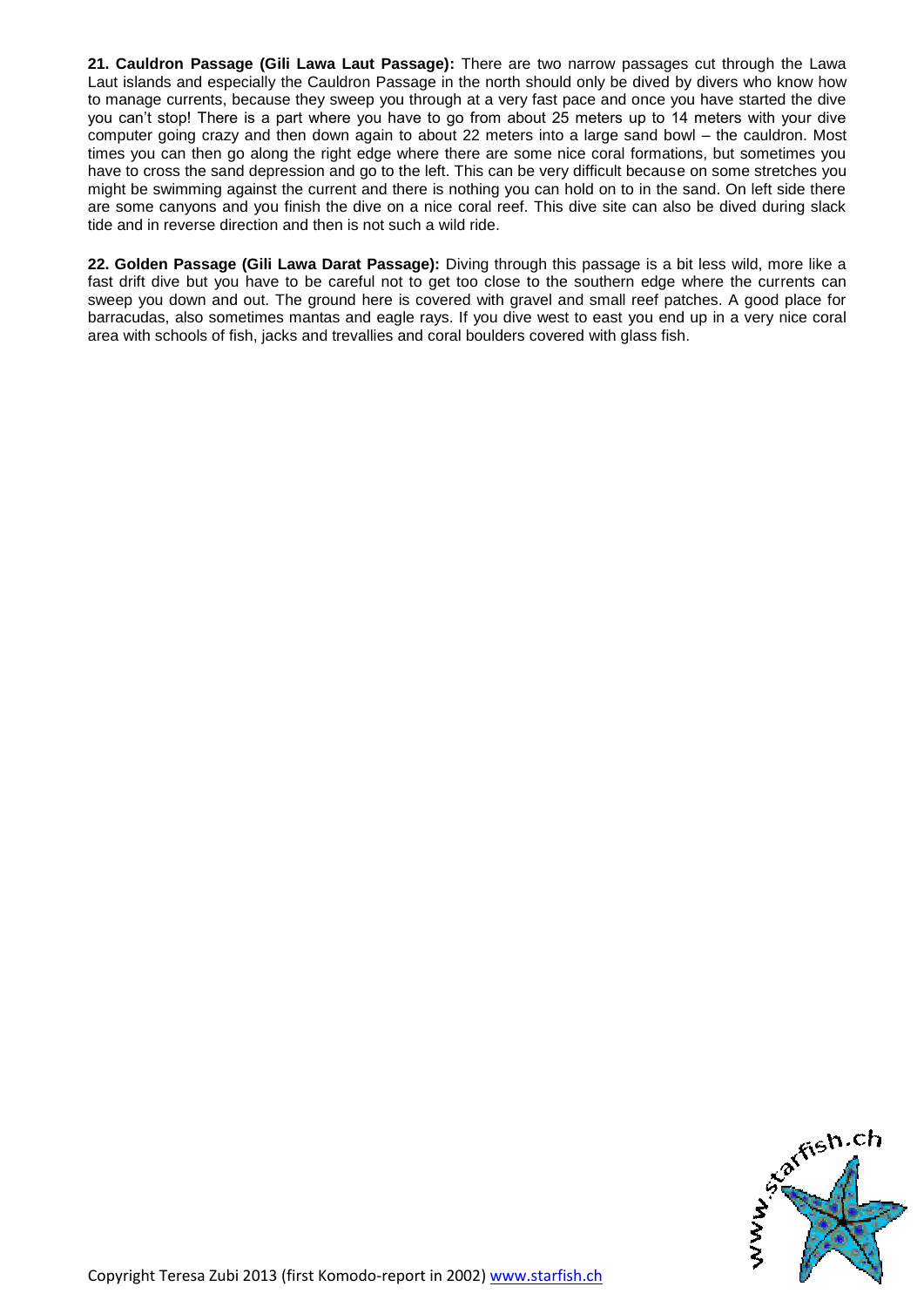**21. Cauldron Passage (Gili Lawa Laut Passage):** There are two narrow passages cut through the Lawa Laut islands and especially the Cauldron Passage in the north should only be dived by divers who know how to manage currents, because they sweep you through at a very fast pace and once you have started the dive you can't stop! There is a part where you have to go from about 25 meters up to 14 meters with your dive computer going crazy and then down again to about 22 meters into a large sand bowl – the cauldron. Most times you can then go along the right edge where there are some nice coral formations, but sometimes you have to cross the sand depression and go to the left. This can be very difficult because on some stretches you might be swimming against the current and there is nothing you can hold on to in the sand. On left side there are some canyons and you finish the dive on a nice coral reef. This dive site can also be dived during slack tide and in reverse direction and then is not such a wild ride.

**22. Golden Passage (Gili Lawa Darat Passage):** Diving through this passage is a bit less wild, more like a fast drift dive but you have to be careful not to get too close to the southern edge where the currents can sweep you down and out. The ground here is covered with gravel and small reef patches. A good place for barracudas, also sometimes mantas and eagle rays. If you dive west to east you end up in a very nice coral area with schools of fish, jacks and trevallies and coral boulders covered with glass fish.

Copyright Teresa Zubi 2013 (first Komodo-report in 2002) www.starfish.ch